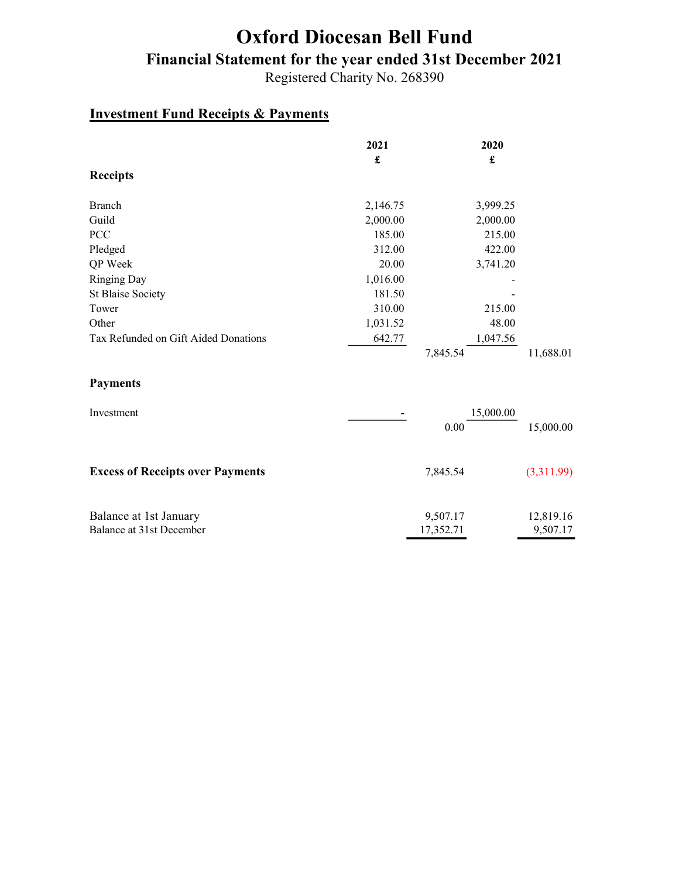# Oxford Diocesan Bell Fund

## Financial Statement for the year ended 31st December 2021

Registered Charity No. 268390

### Investment Fund Receipts & Payments

| | 2021 £ | | 2020 £ | |
|---|---|---|---|---|
| **Receipts** | | | | |
| Branch | 2,146.75 | | 3,999.25 | |
| Guild | 2,000.00 | | 2,000.00 | |
| PCC | 185.00 | | 215.00 | |
| Pledged | 312.00 | | 422.00 | |
| QP Week | 20.00 | | 3,741.20 | |
| Ringing Day | 1,016.00 | | - | |
| St Blaise Society | 181.50 | | - | |
| Tower | 310.00 | | 215.00 | |
| Other | 1,031.52 | | 48.00 | |
| Tax Refunded on Gift Aided Donations | 642.77 | | 1,047.56 | |
| | | 7,845.54 | | 11,688.01 |
| **Payments** | | | | |
| Investment | - | | 15,000.00 | |
| | | 0.00 | | 15,000.00 |
| **Excess of Receipts over Payments** | | 7,845.54 | | (3,311.99) |
| Balance at 1st January | | 9,507.17 | | 12,819.16 |
| Balance at 31st December | | 17,352.71 | | 9,507.17 |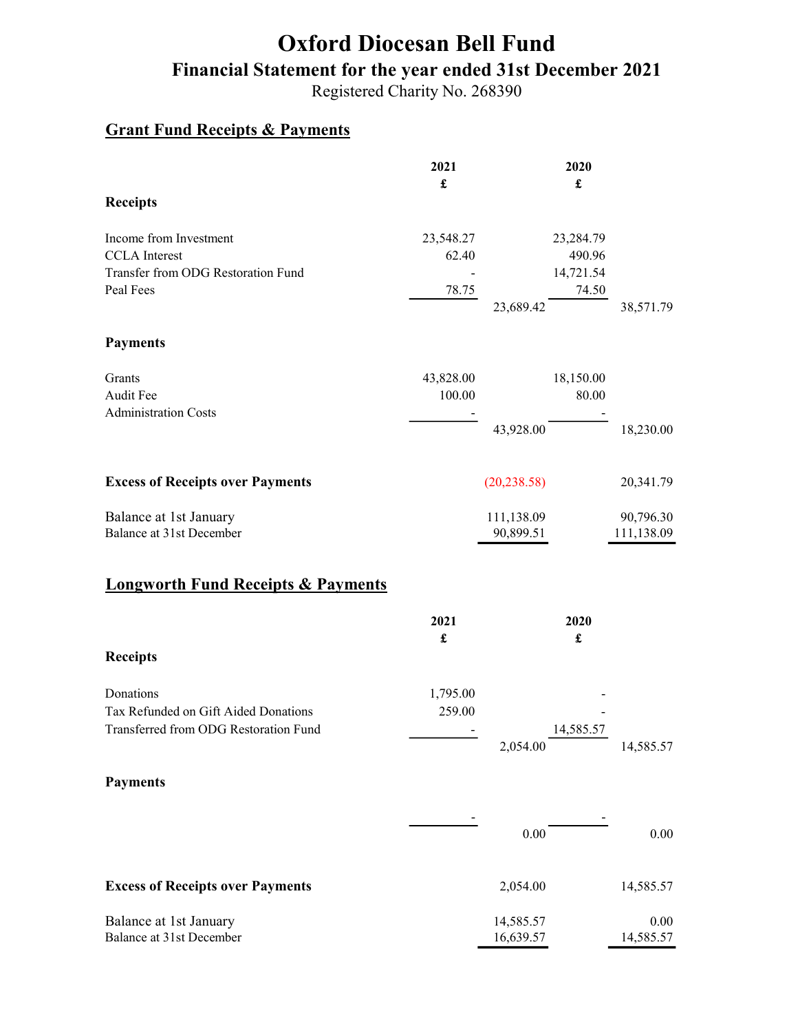# Oxford Diocesan Bell Fund

## Financial Statement for the year ended 31st December 2021

Registered Charity No. 268390

### Grant Fund Receipts & Payments

| | 2021 £ | | 2020 £ | |
|---|---|---|---|---|
| **Receipts** | | | | |
| Income from Investment | 23,548.27 | | 23,284.79 | |
| CCLA Interest | 62.40 | | 490.96 | |
| Transfer from ODG Restoration Fund | - | | 14,721.54 | |
| Peal Fees | 78.75 | | 74.50 | |
| | | 23,689.42 | | 38,571.79 |
| **Payments** | | | | |
| Grants | 43,828.00 | | 18,150.00 | |
| Audit Fee | 100.00 | | 80.00 | |
| Administration Costs | - | | - | |
| | | 43,928.00 | | 18,230.00 |
| **Excess of Receipts over Payments** | | (20,238.58) | | 20,341.79 |
| Balance at 1st January | | 111,138.09 | | 90,796.30 |
| Balance at 31st December | | 90,899.51 | | 111,138.09 |

### Longworth Fund Receipts & Payments

| | 2021 £ | | 2020 £ | |
|---|---|---|---|---|
| **Receipts** | | | | |
| Donations | 1,795.00 | | - | |
| Tax Refunded on Gift Aided Donations | 259.00 | | - | |
| Transferred from ODG Restoration Fund | - | | 14,585.57 | |
| | | 2,054.00 | | 14,585.57 |
| **Payments** | | | | |
| | - | | - | |
| | | 0.00 | | 0.00 |
| **Excess of Receipts over Payments** | | 2,054.00 | | 14,585.57 |
| Balance at 1st January | | 14,585.57 | | 0.00 |
| Balance at 31st December | | 16,639.57 | | 14,585.57 |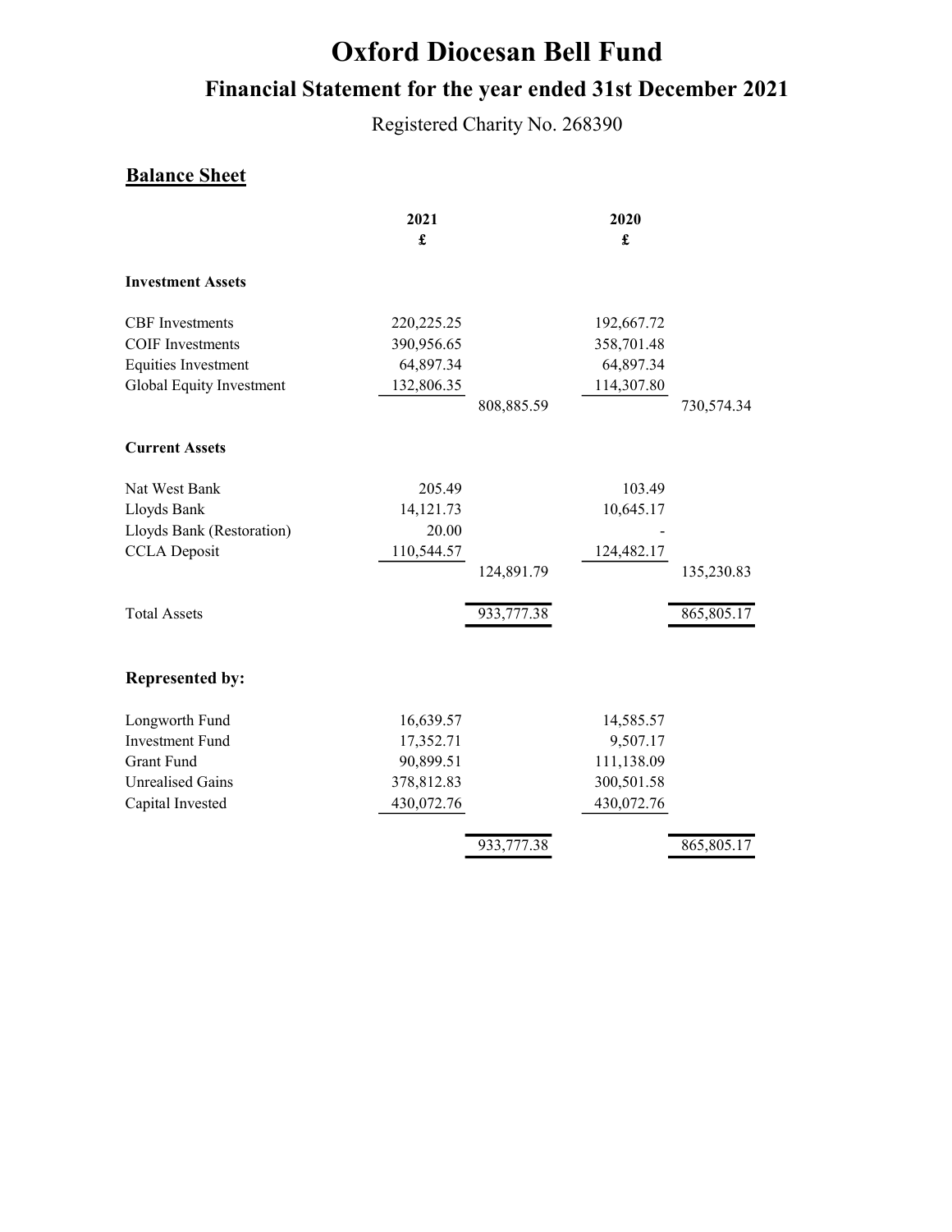# Oxford Diocesan Bell Fund

## Financial Statement for the year ended 31st December 2021

Registered Charity No. 268390

### Balance Sheet

| | 2021 £ | | 2020 £ | |
|---|---|---|---|---|
| **Investment Assets** | | | | |
| CBF Investments | 220,225.25 | | 192,667.72 | |
| COIF Investments | 390,956.65 | | 358,701.48 | |
| Equities Investment | 64,897.34 | | 64,897.34 | |
| Global Equity Investment | 132,806.35 | | 114,307.80 | |
| | | 808,885.59 | | 730,574.34 |
| **Current Assets** | | | | |
| Nat West Bank | 205.49 | | 103.49 | |
| Lloyds Bank | 14,121.73 | | 10,645.17 | |
| Lloyds Bank (Restoration) | 20.00 | | - | |
| CCLA Deposit | 110,544.57 | | 124,482.17 | |
| | | 124,891.79 | | 135,230.83 |
| Total Assets | | 933,777.38 | | 865,805.17 |
| **Represented by:** | | | | |
| Longworth Fund | 16,639.57 | | 14,585.57 | |
| Investment Fund | 17,352.71 | | 9,507.17 | |
| Grant Fund | 90,899.51 | | 111,138.09 | |
| Unrealised Gains | 378,812.83 | | 300,501.58 | |
| Capital Invested | 430,072.76 | | 430,072.76 | |
| | | 933,777.38 | | 865,805.17 |